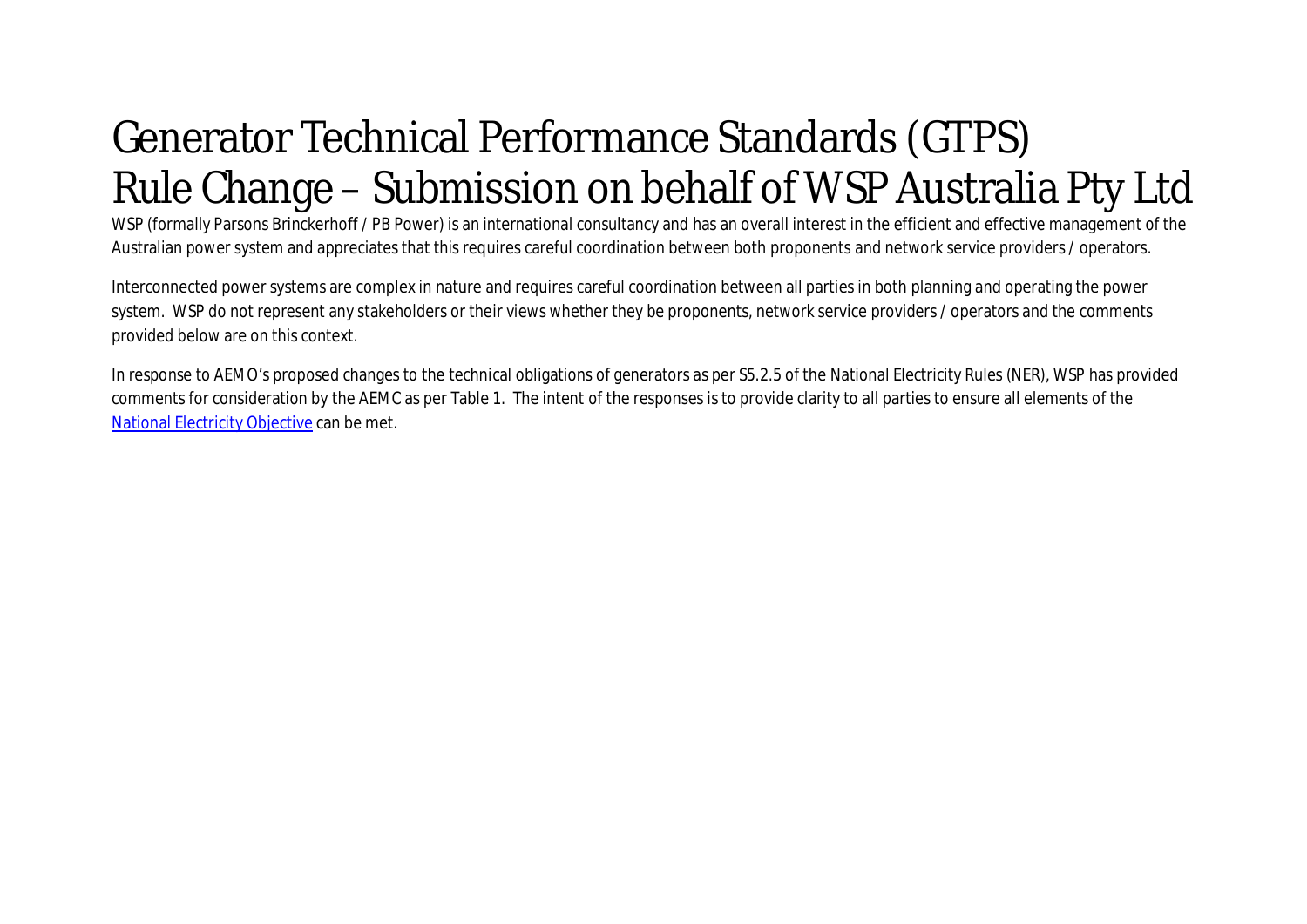# Generator Technical Performance Standards (GTPS) Rule Change – Submission on behalf of WSP Australia Pty Ltd

WSP (formally Parsons Brinckerhoff / PB Power) is an international consultancy and has an overall interest in the efficient and effective management of the Australian power system and appreciates that this requires careful coordination between both proponents and network service providers / operators.

Interconnected power systems are complex in nature and requires careful coordination between all parties in both planning and operating the power system. WSP do not represent any stakeholders or their views whether they be proponents, network service providers / operators and the comments provided below are on this context.

In response to AEMO's proposed changes to the technical obligations of generators as per S5.2.5 of the National Electricity Rules (NER), WSP has provided comments for consideration by the AEMC as per Table 1. The intent of the responses is to provide clarity to all parties to ensure all elements of the [National Electricity Objective](National Electricity Objective) can be met.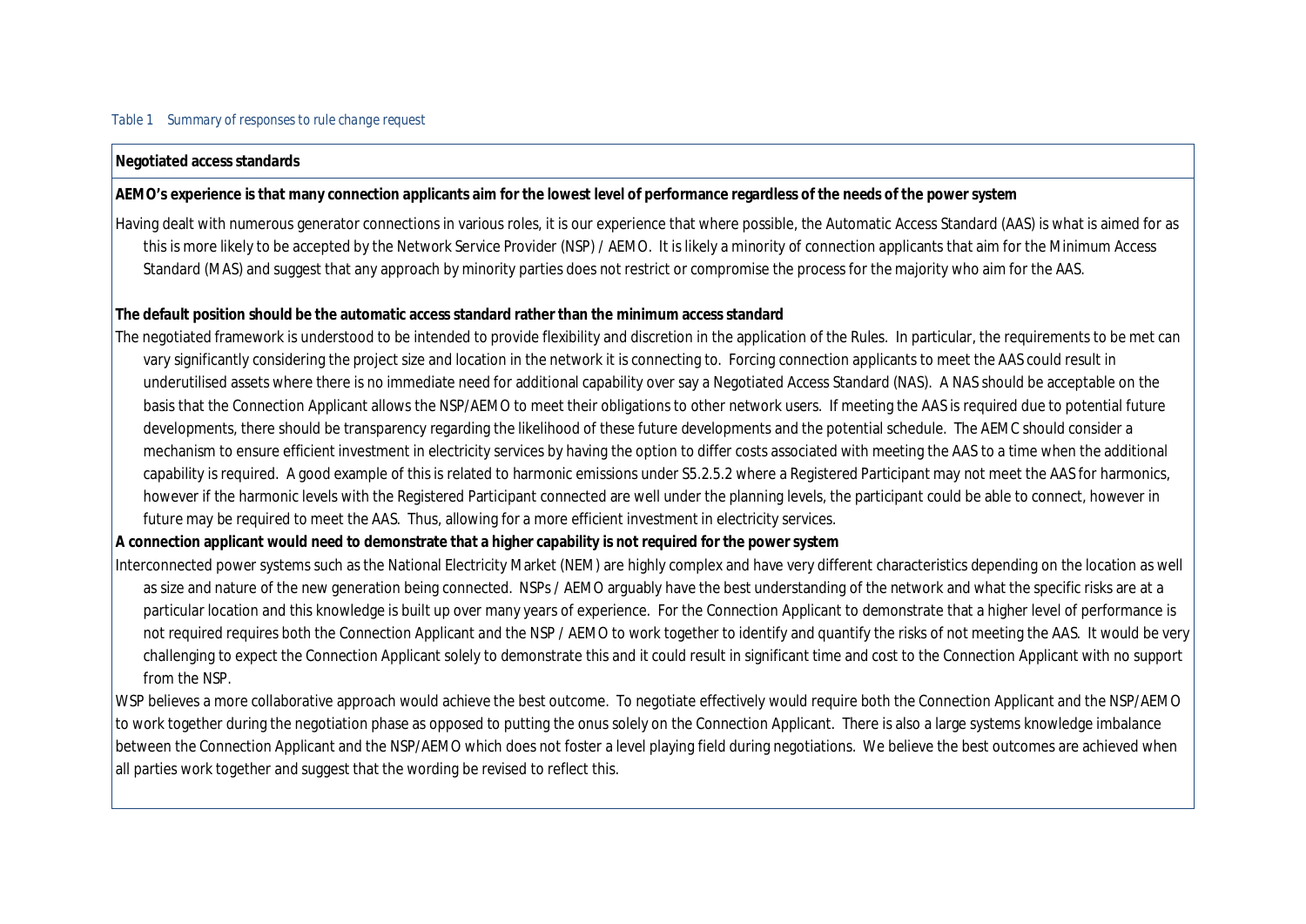*Table 1 Summary of responses to rule change request*

**Negotiated access standards**

**AEMO's experience is that many connection applicants aim for the lowest level of performance regardless of the needs of the power system**

Having dealt with numerous generator connections in various roles, it is our experience that where possible, the Automatic Access Standard (AAS) is what is aimed for as this is more likely to be accepted by the Network Service Provider (NSP) / AEMO. It is likely a minority of connection applicants that aim for the Minimum Access Standard (MAS) and suggest that any approach by minority parties does not restrict or compromise the process for the majority who aim for the AAS.

**The default position should be the automatic access standard rather than the minimum access standard**

The negotiated framework is understood to be intended to provide flexibility and discretion in the application of the Rules. In particular, the requirements to be met can vary significantly considering the project size and location in the network it is connecting to. Forcing connection applicants to meet the AAS could result in underutilised assets where there is no immediate need for additional capability over say a Negotiated Access Standard (NAS). A NAS should be acceptable on the basis that the Connection Applicant allows the NSP/AEMO to meet their obligations to other network users. If meeting the AAS is required due to potential future developments, there should be transparency regarding the likelihood of these future developments and the potential schedule. The AEMC should consider a mechanism to ensure efficient investment in electricity services by having the option to differ costs associated with meeting the AAS to a time when the additional capability is required. A good example of this is related to harmonic emissions under S5.2.5.2 where a Registered Participant may not meet the AAS for harmonics, however if the harmonic levels with the Registered Participant connected are well under the planning levels, the participant could be able to connect, however in future may be required to meet the AAS. Thus, allowing for a more efficient investment in electricity services.

**A connection applicant would need to demonstrate that a higher capability is not required for the power system**

Interconnected power systems such as the National Electricity Market (NEM) are highly complex and have very different characteristics depending on the location as well as size and nature of the new generation being connected. NSPs / AEMO arguably have the best understanding of the network and what the specific risks are at a particular location and this knowledge is built up over many years of experience. For the Connection Applicant to demonstrate that a higher level of performance is not required requires both the Connection Applicant and the NSP / AEMO to work together to identify and quantify the risks of not meeting the AAS. It would be very challenging to expect the Connection Applicant solely to demonstrate this and it could result in significant time and cost to the Connection Applicant with no support from the NSP.

WSP believes a more collaborative approach would achieve the best outcome. To negotiate effectively would require both the Connection Applicant and the NSP/AEMO to work together during the negotiation phase as opposed to putting the onus solely on the Connection Applicant. There is also a large systems knowledge imbalance between the Connection Applicant and the NSP/AEMO which does not foster a level playing field during negotiations. We believe the best outcomes are achieved when all parties work together and suggest that the wording be revised to reflect this.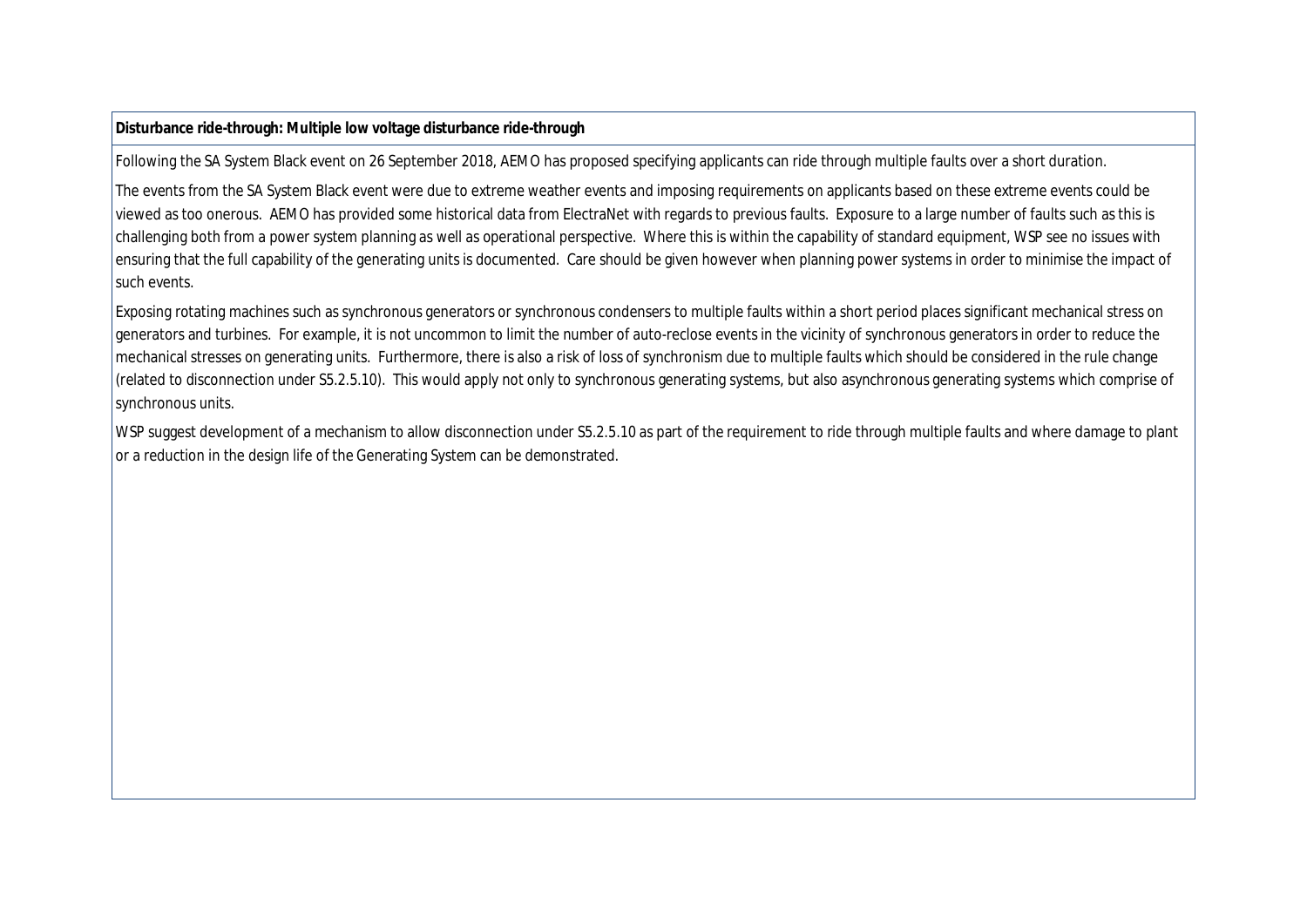**Disturbance ride-through: Multiple low voltage disturbance ride-through**

Following the SA System Black event on 26 September 2018, AEMO has proposed specifying applicants can ride through multiple faults over a short duration.

The events from the SA System Black event were due to extreme weather events and imposing requirements on applicants based on these extreme events could be viewed as too onerous. AEMO has provided some historical data from ElectraNet with regards to previous faults. Exposure to a large number of faults such as this is challenging both from a power system planning as well as operational perspective. Where this is within the capability of standard equipment, WSP see no issues with ensuring that the full capability of the generating units is documented. Care should be given however when planning power systems in order to minimise the impact of such events.

Exposing rotating machines such as synchronous generators or synchronous condensers to multiple faults within a short period places significant mechanical stress on generators and turbines. For example, it is not uncommon to limit the number of auto-reclose events in the vicinity of synchronous generators in order to reduce the mechanical stresses on generating units. Furthermore, there is also a risk of loss of synchronism due to multiple faults which should be considered in the rule change (related to disconnection under S5.2.5.10). This would apply not only to synchronous generating systems, but also asynchronous generating systems which comprise of synchronous units.

WSP suggest development of a mechanism to allow disconnection under S5.2.5.10 as part of the requirement to ride through multiple faults and where damage to plant or a reduction in the design life of the Generating System can be demonstrated.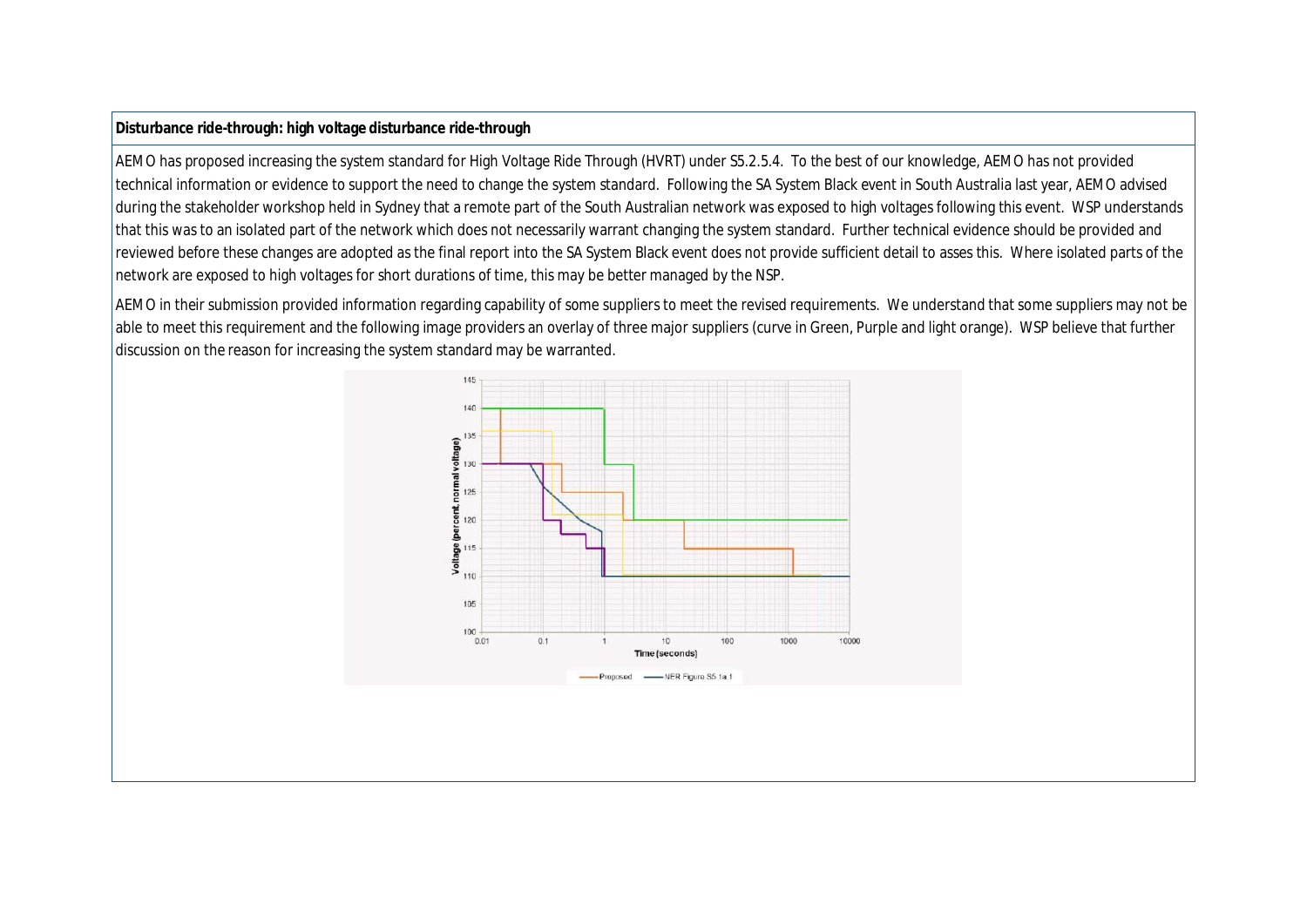**Disturbance ride-through: high voltage disturbance ride-through**

AEMO has proposed increasing the system standard for High Voltage Ride Through (HVRT) under S5.2.5.4. To the best of our knowledge, AEMO has not provided technical information or evidence to support the need to change the system standard. Following the SA System Black event in South Australia last year, AEMO advised during the stakeholder workshop held in Sydney that a remote part of the South Australian network was exposed to high voltages following this event. WSP understands that this was to an isolated part of the network which does not necessarily warrant changing the system standard. Further technical evidence should be provided and reviewed before these changes are adopted as the final report into the SA System Black event does not provide sufficient detail to asses this. Where isolated parts of the network are exposed to high voltages for short durations of time, this may be better managed by the NSP.

AEMO in their submission provided information regarding capability of some suppliers to meet the revised requirements. We understand that some suppliers may not be able to meet this requirement and the following image providers an overlay of three major suppliers (curve in Green, Purple and light orange). WSP believe that further discussion on the reason for increasing the system standard may be warranted.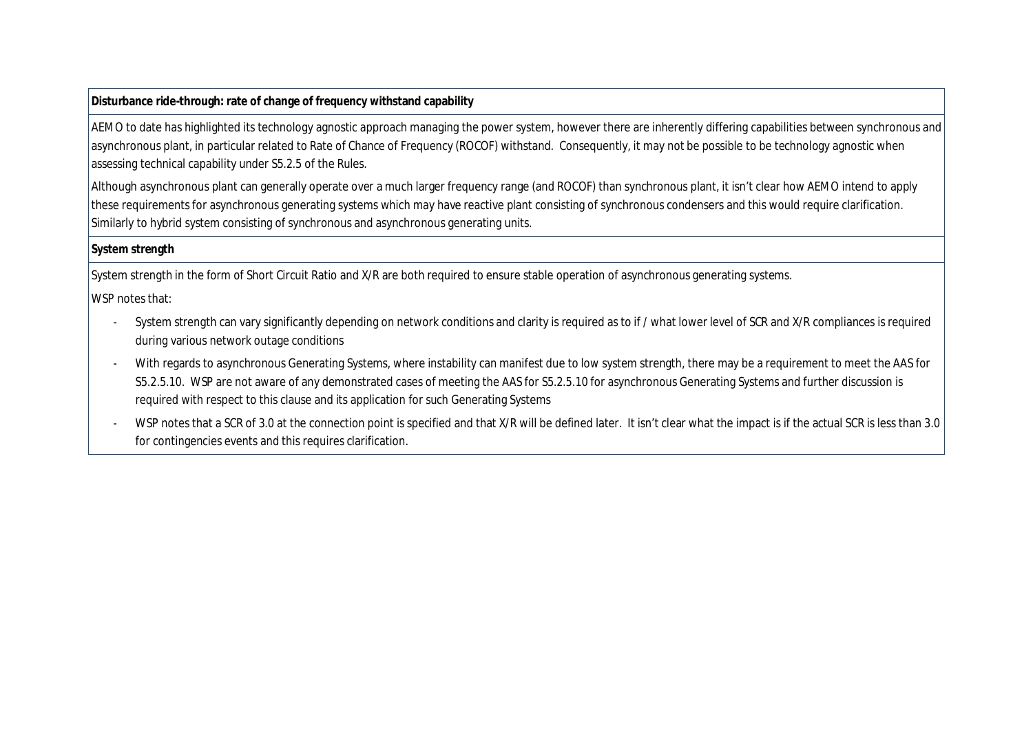**Disturbance ride-through: rate of change of frequency withstand capability**

AEMO to date has highlighted its technology agnostic approach managing the power system, however there are inherently differing capabilities between synchronous and asynchronous plant, in particular related to Rate of Chance of Frequency (ROCOF) withstand. Consequently, it may not be possible to be technology agnostic when assessing technical capability under S5.2.5 of the Rules.

Although asynchronous plant can generally operate over a much larger frequency range (and ROCOF) than synchronous plant, it isn't clear how AEMO intend to apply these requirements for asynchronous generating systems which may have reactive plant consisting of synchronous condensers and this would require clarification. Similarly to hybrid system consisting of synchronous and asynchronous generating units.

**System strength**

System strength in the form of Short Circuit Ratio and X/R are both required to ensure stable operation of asynchronous generating systems.

WSP notes that:

- System strength can vary significantly depending on network conditions and clarity is required as to if / what lower level of SCR and X/R compliances is required during various network outage conditions
- With regards to asynchronous Generating Systems, where instability can manifest due to low system strength, there may be a requirement to meet the AAS for S5.2.5.10. WSP are not aware of any demonstrated cases of meeting the AAS for S5.2.5.10 for asynchronous Generating Systems and further discussion is required with respect to this clause and its application for such Generating Systems
- WSP notes that a SCR of 3.0 at the connection point is specified and that X/R will be defined later. It isn't clear what the impact is if the actual SCR is less than 3.0 for contingencies events and this requires clarification.